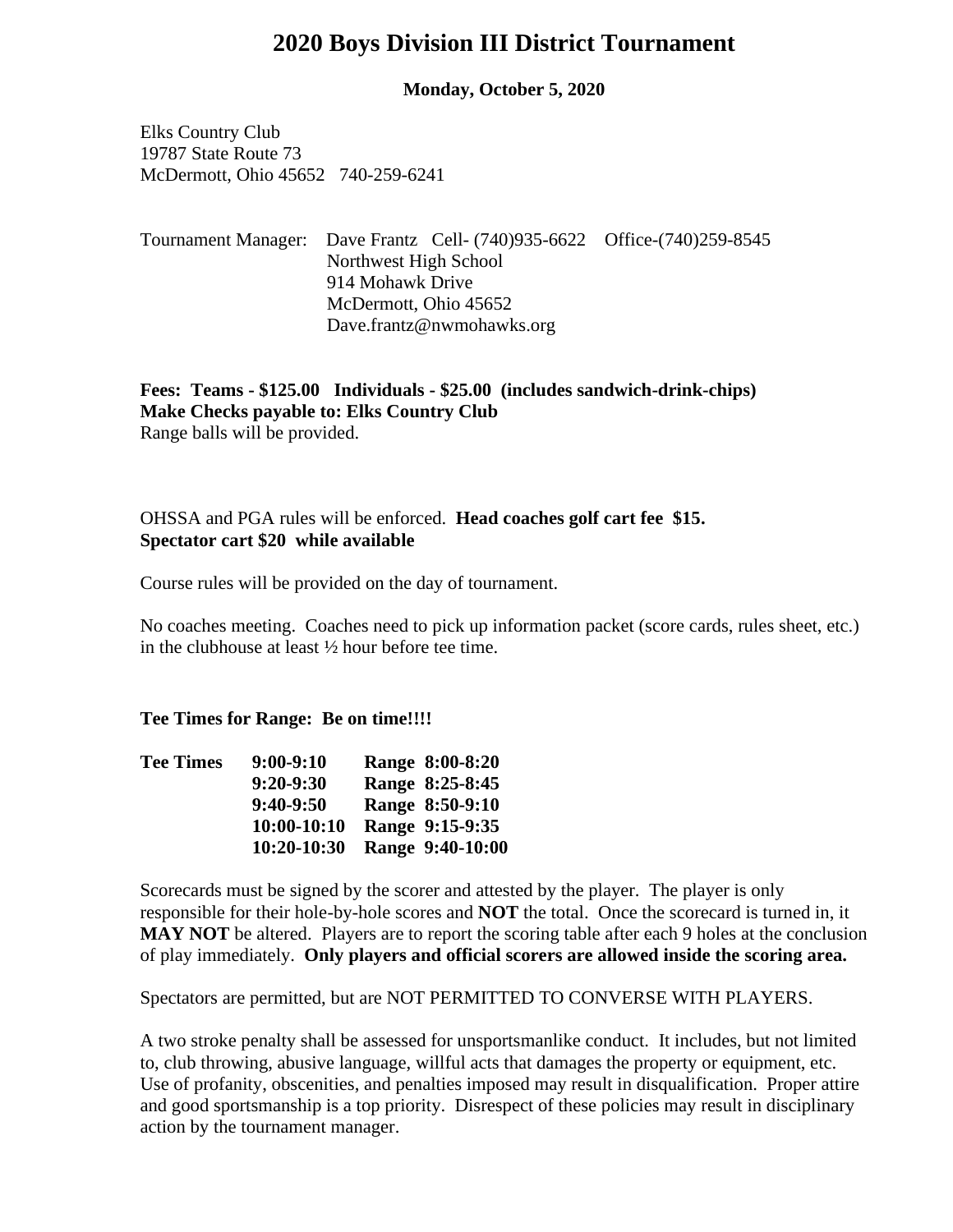# 2020 Boys Division III District Tournament

**Monday, October 5, 2020**

Elks Country Club
19787 State Route 73
McDermott, Ohio 45652   740-259-6241

Tournament Manager:   Dave Frantz   Cell- (740)935-6622   Office-(740)259-8545
Northwest High School
914 Mohawk Drive
McDermott, Ohio 45652
Dave.frantz@nwmohawks.org

**Fees: Teams - $125.00   Individuals - $25.00 (includes sandwich-drink-chips)**
**Make Checks payable to: Elks Country Club**
Range balls will be provided.

OHSSA and PGA rules will be enforced. **Head coaches golf cart fee $15.**
**Spectator cart $20 while available**

Course rules will be provided on the day of tournament.

No coaches meeting. Coaches need to pick up information packet (score cards, rules sheet, etc.) in the clubhouse at least ½ hour before tee time.

**Tee Times for Range: Be on time!!!!**

| **Tee Times** | | |
|---|---|---|
| | **9:00-9:10** | **Range 8:00-8:20** |
| | **9:20-9:30** | **Range 8:25-8:45** |
| | **9:40-9:50** | **Range 8:50-9:10** |
| | **10:00-10:10** | **Range 9:15-9:35** |
| | **10:20-10:30** | **Range 9:40-10:00** |

Scorecards must be signed by the scorer and attested by the player. The player is only responsible for their hole-by-hole scores and **NOT** the total. Once the scorecard is turned in, it **MAY NOT** be altered. Players are to report the scoring table after each 9 holes at the conclusion of play immediately. **Only players and official scorers are allowed inside the scoring area.**

Spectators are permitted, but are NOT PERMITTED TO CONVERSE WITH PLAYERS.

A two stroke penalty shall be assessed for unsportsmanlike conduct. It includes, but not limited to, club throwing, abusive language, willful acts that damages the property or equipment, etc. Use of profanity, obscenities, and penalties imposed may result in disqualification. Proper attire and good sportsmanship is a top priority. Disrespect of these policies may result in disciplinary action by the tournament manager.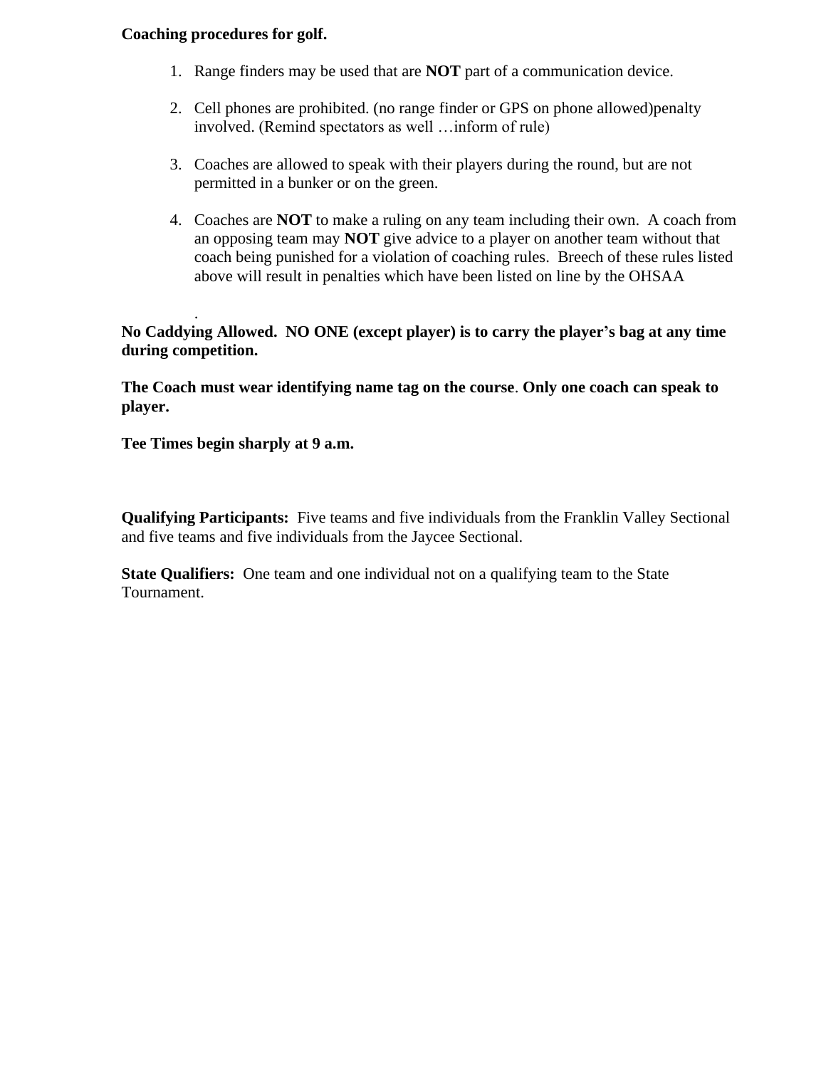**Coaching procedures for golf.**

1. Range finders may be used that are **NOT** part of a communication device.

2. Cell phones are prohibited. (no range finder or GPS on phone allowed)penalty involved. (Remind spectators as well …inform of rule)

3. Coaches are allowed to speak with their players during the round, but are not permitted in a bunker or on the green.

4. Coaches are **NOT** to make a ruling on any team including their own.  A coach from an opposing team may **NOT** give advice to a player on another team without that coach being punished for a violation of coaching rules.  Breech of these rules listed above will result in penalties which have been listed on line by the OHSAA

.

**No Caddying Allowed.  NO ONE (except player) is to carry the player's bag at any time during competition.**

**The Coach must wear identifying name tag on the course**. **Only one coach can speak to player.**

**Tee Times begin sharply at 9 a.m.**

**Qualifying Participants:**  Five teams and five individuals from the Franklin Valley Sectional and five teams and five individuals from the Jaycee Sectional.

**State Qualifiers:**  One team and one individual not on a qualifying team to the State Tournament.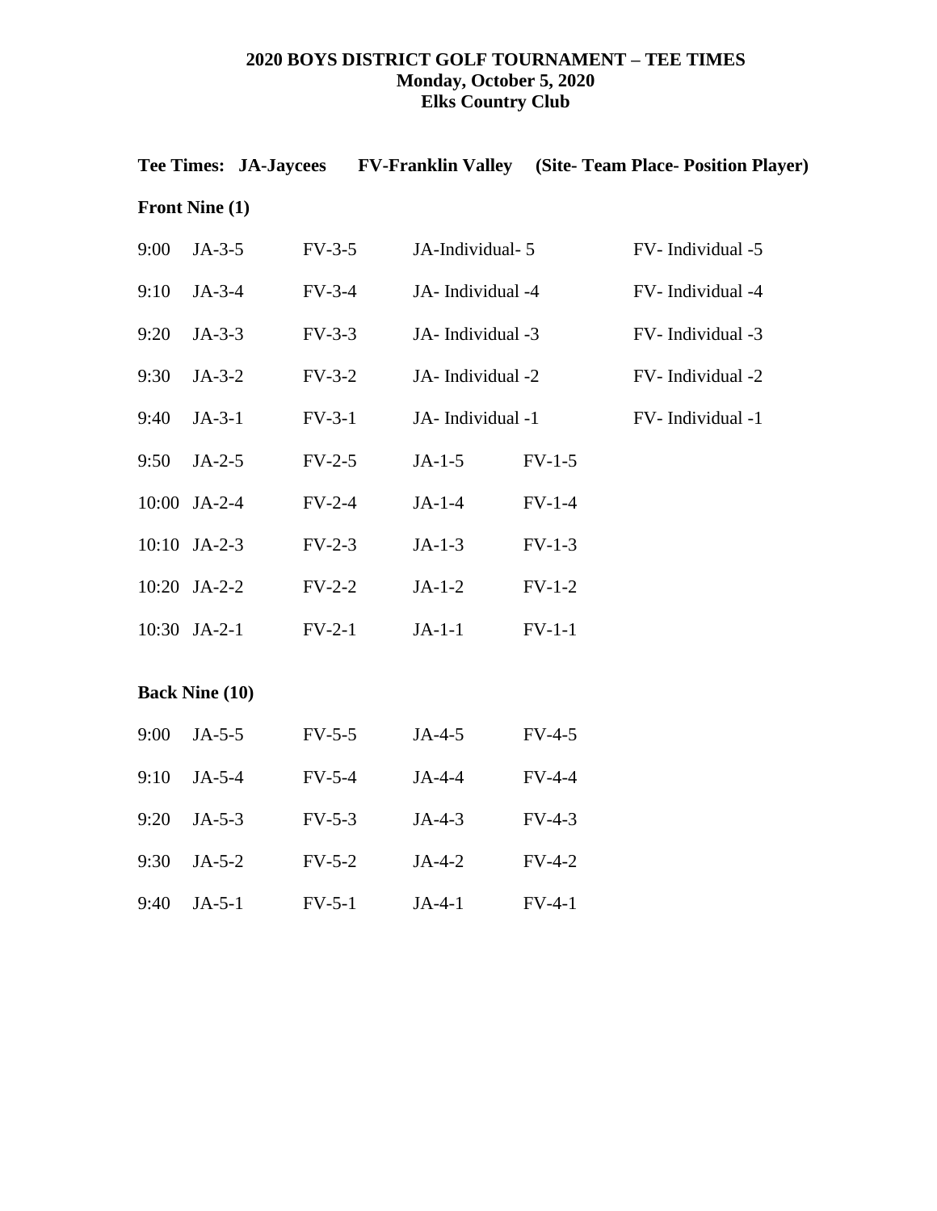**2020 BOYS DISTRICT GOLF TOURNAMENT – TEE TIMES**
**Monday, October 5, 2020**
**Elks Country Club**

**Tee Times: JA-Jaycees FV-Franklin Valley (Site- Team Place- Position Player)**

**Front Nine (1)**

| | | | | | |
|---|---|---|---|---|---|
| 9:00 | JA-3-5 | FV-3-5 | JA-Individual- 5 | | FV- Individual -5 |
| 9:10 | JA-3-4 | FV-3-4 | JA- Individual -4 | | FV- Individual -4 |
| 9:20 | JA-3-3 | FV-3-3 | JA- Individual -3 | | FV- Individual -3 |
| 9:30 | JA-3-2 | FV-3-2 | JA- Individual -2 | | FV- Individual -2 |
| 9:40 | JA-3-1 | FV-3-1 | JA- Individual -1 | | FV- Individual -1 |
| 9:50 | JA-2-5 | FV-2-5 | JA-1-5 | FV-1-5 | |
| 10:00 | JA-2-4 | FV-2-4 | JA-1-4 | FV-1-4 | |
| 10:10 | JA-2-3 | FV-2-3 | JA-1-3 | FV-1-3 | |
| 10:20 | JA-2-2 | FV-2-2 | JA-1-2 | FV-1-2 | |
| 10:30 | JA-2-1 | FV-2-1 | JA-1-1 | FV-1-1 | |

**Back Nine (10)**

| | | | | |
|---|---|---|---|---|
| 9:00 | JA-5-5 | FV-5-5 | JA-4-5 | FV-4-5 |
| 9:10 | JA-5-4 | FV-5-4 | JA-4-4 | FV-4-4 |
| 9:20 | JA-5-3 | FV-5-3 | JA-4-3 | FV-4-3 |
| 9:30 | JA-5-2 | FV-5-2 | JA-4-2 | FV-4-2 |
| 9:40 | JA-5-1 | FV-5-1 | JA-4-1 | FV-4-1 |